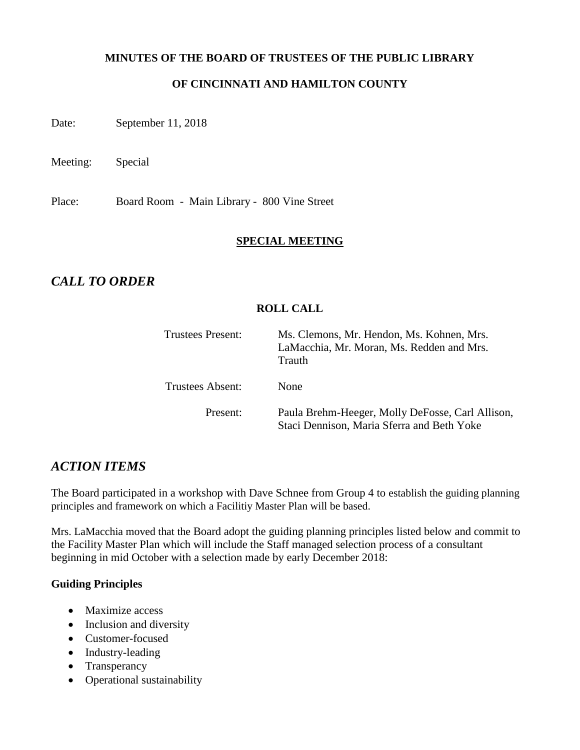**MINUTES OF THE BOARD OF TRUSTEES OF THE PUBLIC LIBRARY**

**OF CINCINNATI AND HAMILTON COUNTY**

Date: September 11, 2018

Meeting: Special

Place: Board Room - Main Library - 800 Vine Street

**SPECIAL MEETING**

## *CALL TO ORDER*

**ROLL CALL**

| | |
|---|---|
| Trustees Present: | Ms. Clemons, Mr. Hendon, Ms. Kohnen, Mrs. LaMacchia, Mr. Moran, Ms. Redden and Mrs. Trauth |
| Trustees Absent: | None |
| Present: | Paula Brehm-Heeger, Molly DeFosse, Carl Allison, Staci Dennison, Maria Sferra and Beth Yoke |

## *ACTION ITEMS*

The Board participated in a workshop with Dave Schnee from Group 4 to establish the guiding planning principles and framework on which a Facilitiy Master Plan will be based.

Mrs. LaMacchia moved that the Board adopt the guiding planning principles listed below and commit to the Facility Master Plan which will include the Staff managed selection process of a consultant beginning in mid October with a selection made by early December 2018:

**Guiding Principles**

- Maximize access
- Inclusion and diversity
- Customer-focused
- Industry-leading
- Transperancy
- Operational sustainability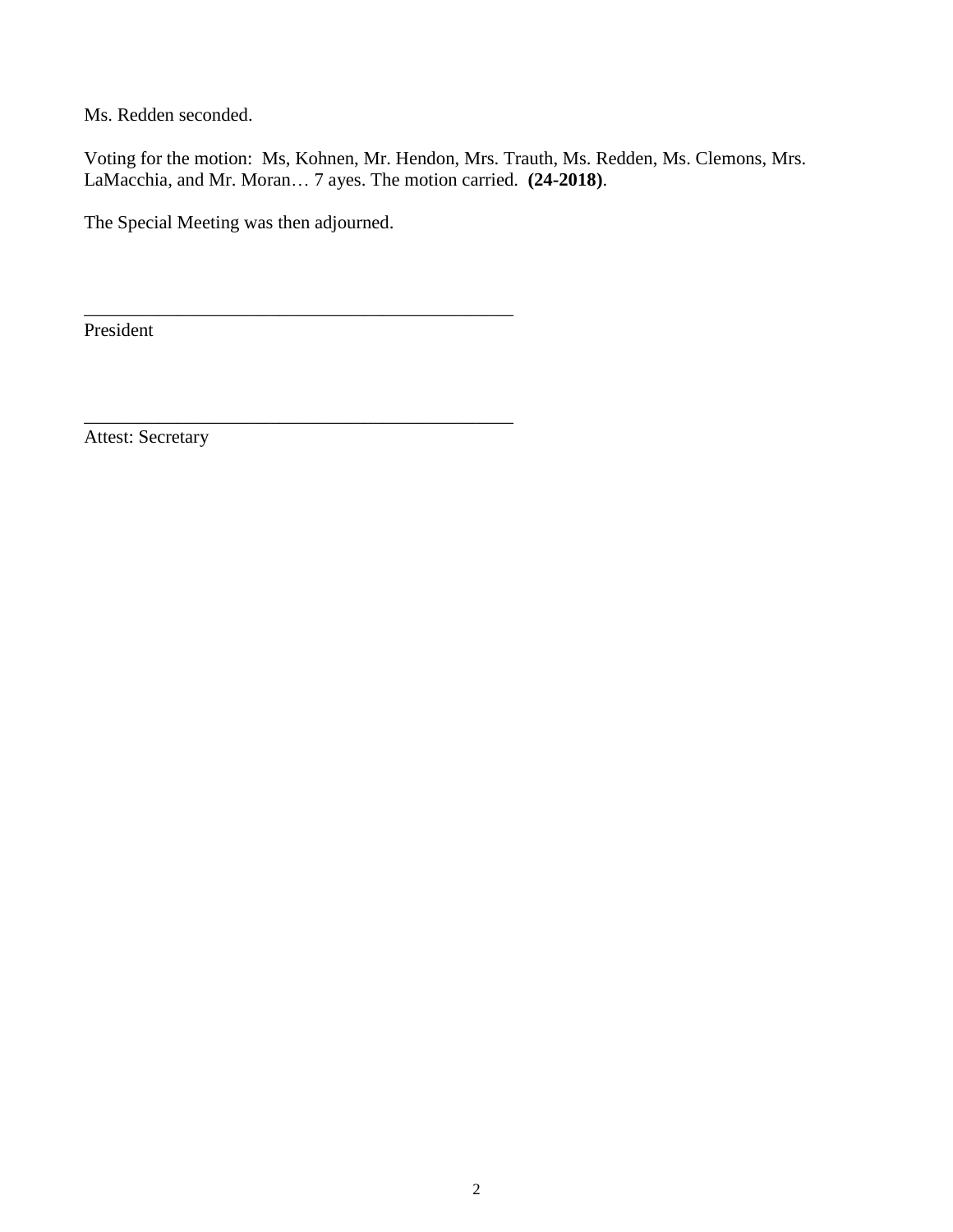Ms. Redden seconded.

Voting for the motion: Ms, Kohnen, Mr. Hendon, Mrs. Trauth, Ms. Redden, Ms. Clemons, Mrs. LaMacchia, and Mr. Moran… 7 ayes. The motion carried. **(24-2018)**.

The Special Meeting was then adjourned.

_______________________________________________
President

_______________________________________________
Attest: Secretary